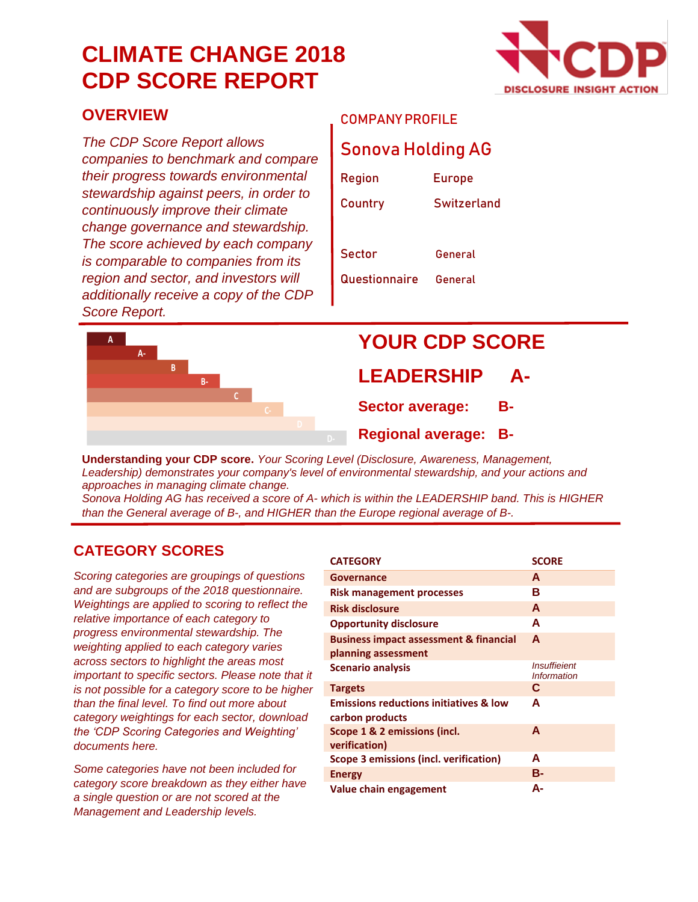# CLIMATE CHANGE 2018 CDP SCORE REPORT

CDP
DISCLOSURE INSIGHT ACTION

## OVERVIEW

*The CDP Score Report allows companies to benchmark and compare their progress towards environmental stewardship against peers, in order to continuously improve their climate change governance and stewardship. The score achieved by each company is comparable to companies from its region and sector, and investors will additionally receive a copy of the CDP Score Report.*

## COMPANY PROFILE

### Sonova Holding AG

| | |
|---|---|
| Region | Europe |
| Country | Switzerland |
| Sector | General |
| Questionnaire | General |

A
A-
B
B-
C
C-
D
D-

## YOUR CDP SCORE

**LEADERSHIP A-**

**Sector average: B-**

**Regional average: B-**

**Understanding your CDP score.** *Your Scoring Level (Disclosure, Awareness, Management, Leadership) demonstrates your company's level of environmental stewardship, and your actions and approaches in managing climate change.*
*Sonova Holding AG has received a score of A- which is within the LEADERSHIP band. This is HIGHER than the General average of B-, and HIGHER than the Europe regional average of B-.*

## CATEGORY SCORES

*Scoring categories are groupings of questions and are subgroups of the 2018 questionnaire. Weightings are applied to scoring to reflect the relative importance of each category to progress environmental stewardship. The weighting applied to each category varies across sectors to highlight the areas most important to specific sectors. Please note that it is not possible for a category score to be higher than the final level. To find out more about category weightings for each sector, download the 'CDP Scoring Categories and Weighting' documents here.*

*Some categories have not been included for category score breakdown as they either have a single question or are not scored at the Management and Leadership levels.*

| CATEGORY | SCORE |
|---|---|
| Governance | A |
| Risk management processes | B |
| Risk disclosure | A |
| Opportunity disclosure | A |
| Business impact assessment & financial planning assessment | A |
| Scenario analysis | *Insuffieient Information* |
| Targets | C |
| Emissions reductions initiatives & low carbon products | A |
| Scope 1 & 2 emissions (incl. verification) | A |
| Scope 3 emissions (incl. verification) | A |
| Energy | B- |
| Value chain engagement | A- |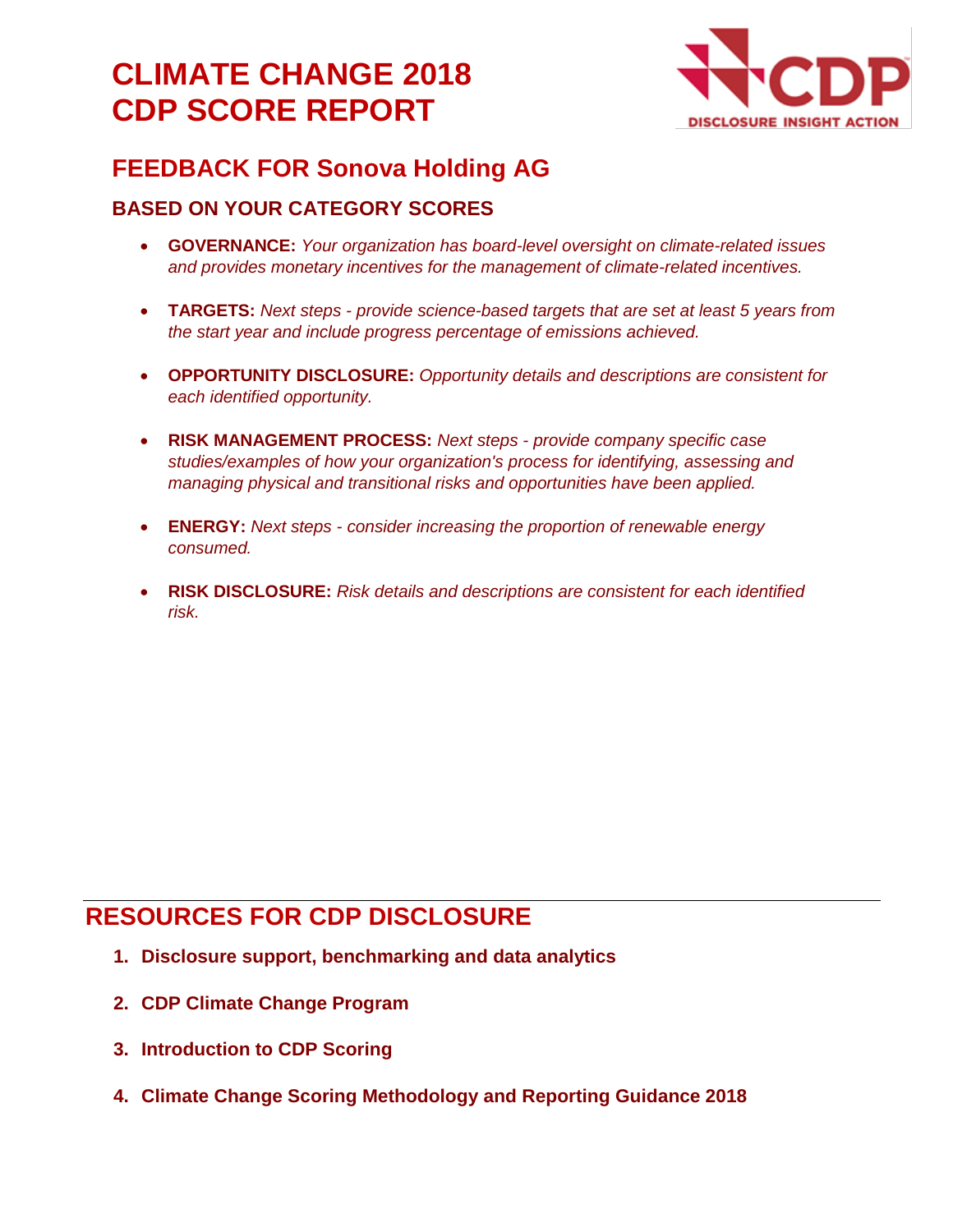# CLIMATE CHANGE 2018 CDP SCORE REPORT

## FEEDBACK FOR Sonova Holding AG

### BASED ON YOUR CATEGORY SCORES

- **GOVERNANCE:** *Your organization has board-level oversight on climate-related issues and provides monetary incentives for the management of climate-related incentives.*
- **TARGETS:** *Next steps - provide science-based targets that are set at least 5 years from the start year and include progress percentage of emissions achieved.*
- **OPPORTUNITY DISCLOSURE:** *Opportunity details and descriptions are consistent for each identified opportunity.*
- **RISK MANAGEMENT PROCESS:** *Next steps - provide company specific case studies/examples of how your organization's process for identifying, assessing and managing physical and transitional risks and opportunities have been applied.*
- **ENERGY:** *Next steps - consider increasing the proportion of renewable energy consumed.*
- **RISK DISCLOSURE:** *Risk details and descriptions are consistent for each identified risk.*

## RESOURCES FOR CDP DISCLOSURE

1. **Disclosure support, benchmarking and data analytics**
2. **CDP Climate Change Program**
3. **Introduction to CDP Scoring**
4. **Climate Change Scoring Methodology and Reporting Guidance 2018**